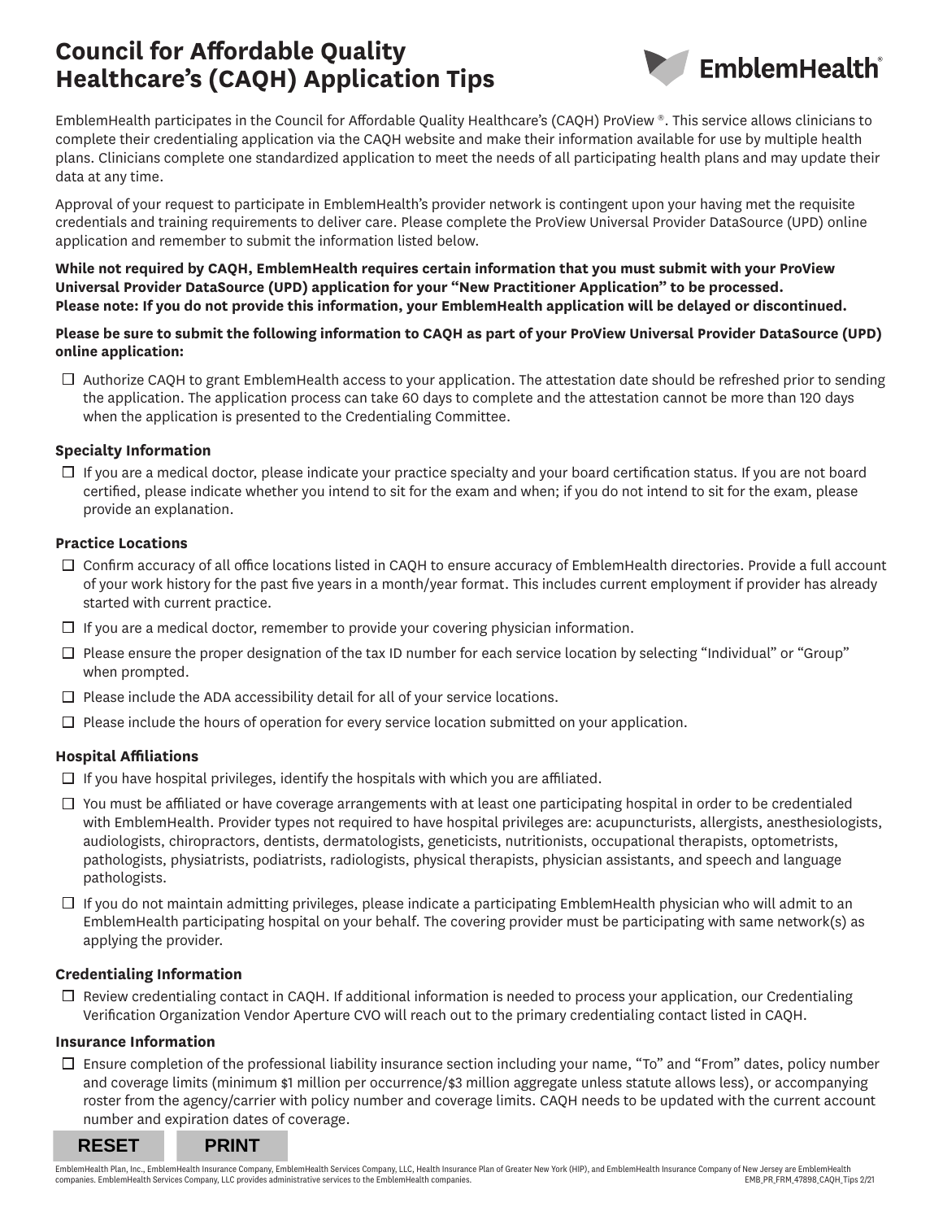# Council for Affordable Quality Healthcare's (CAQH) Application Tips

EmblemHealth

EmblemHealth participates in the Council for Affordable Quality Healthcare's (CAQH) ProView ®. This service allows clinicians to complete their credentialing application via the CAQH website and make their information available for use by multiple health plans. Clinicians complete one standardized application to meet the needs of all participating health plans and may update their data at any time.

Approval of your request to participate in EmblemHealth's provider network is contingent upon your having met the requisite credentials and training requirements to deliver care. Please complete the ProView Universal Provider DataSource (UPD) online application and remember to submit the information listed below.

**While not required by CAQH, EmblemHealth requires certain information that you must submit with your ProView Universal Provider DataSource (UPD) application for your "New Practitioner Application" to be processed. Please note: If you do not provide this information, your EmblemHealth application will be delayed or discontinued.**

**Please be sure to submit the following information to CAQH as part of your ProView Universal Provider DataSource (UPD) online application:**

- ☐ Authorize CAQH to grant EmblemHealth access to your application. The attestation date should be refreshed prior to sending the application. The application process can take 60 days to complete and the attestation cannot be more than 120 days when the application is presented to the Credentialing Committee.

### Specialty Information

- ☐ If you are a medical doctor, please indicate your practice specialty and your board certification status. If you are not board certified, please indicate whether you intend to sit for the exam and when; if you do not intend to sit for the exam, please provide an explanation.

### Practice Locations

- ☐ Confirm accuracy of all office locations listed in CAQH to ensure accuracy of EmblemHealth directories. Provide a full account of your work history for the past five years in a month/year format. This includes current employment if provider has already started with current practice.
- ☐ If you are a medical doctor, remember to provide your covering physician information.
- ☐ Please ensure the proper designation of the tax ID number for each service location by selecting "Individual" or "Group" when prompted.
- ☐ Please include the ADA accessibility detail for all of your service locations.
- ☐ Please include the hours of operation for every service location submitted on your application.

### Hospital Affiliations

- ☐ If you have hospital privileges, identify the hospitals with which you are affiliated.
- ☐ You must be affiliated or have coverage arrangements with at least one participating hospital in order to be credentialed with EmblemHealth. Provider types not required to have hospital privileges are: acupuncturists, allergists, anesthesiologists, audiologists, chiropractors, dentists, dermatologists, geneticists, nutritionists, occupational therapists, optometrists, pathologists, physiatrists, podiatrists, radiologists, physical therapists, physician assistants, and speech and language pathologists.
- ☐ If you do not maintain admitting privileges, please indicate a participating EmblemHealth physician who will admit to an EmblemHealth participating hospital on your behalf. The covering provider must be participating with same network(s) as applying the provider.

### Credentialing Information

- ☐ Review credentialing contact in CAQH. If additional information is needed to process your application, our Credentialing Verification Organization Vendor Aperture CVO will reach out to the primary credentialing contact listed in CAQH.

### Insurance Information

- ☐ Ensure completion of the professional liability insurance section including your name, "To" and "From" dates, policy number and coverage limits (minimum $1 million per occurrence/$3 million aggregate unless statute allows less), or accompanying roster from the agency/carrier with policy number and coverage limits. CAQH needs to be updated with the current account number and expiration dates of coverage.

RESET PRINT

EmblemHealth Plan, Inc., EmblemHealth Insurance Company, EmblemHealth Services Company, LLC, Health Insurance Plan of Greater New York (HIP), and EmblemHealth Insurance Company of New Jersey are EmblemHealth companies. EmblemHealth Services Company, LLC provides administrative services to the EmblemHealth companies. EMB_PR_FRM_47898_CAQH_Tips 2/21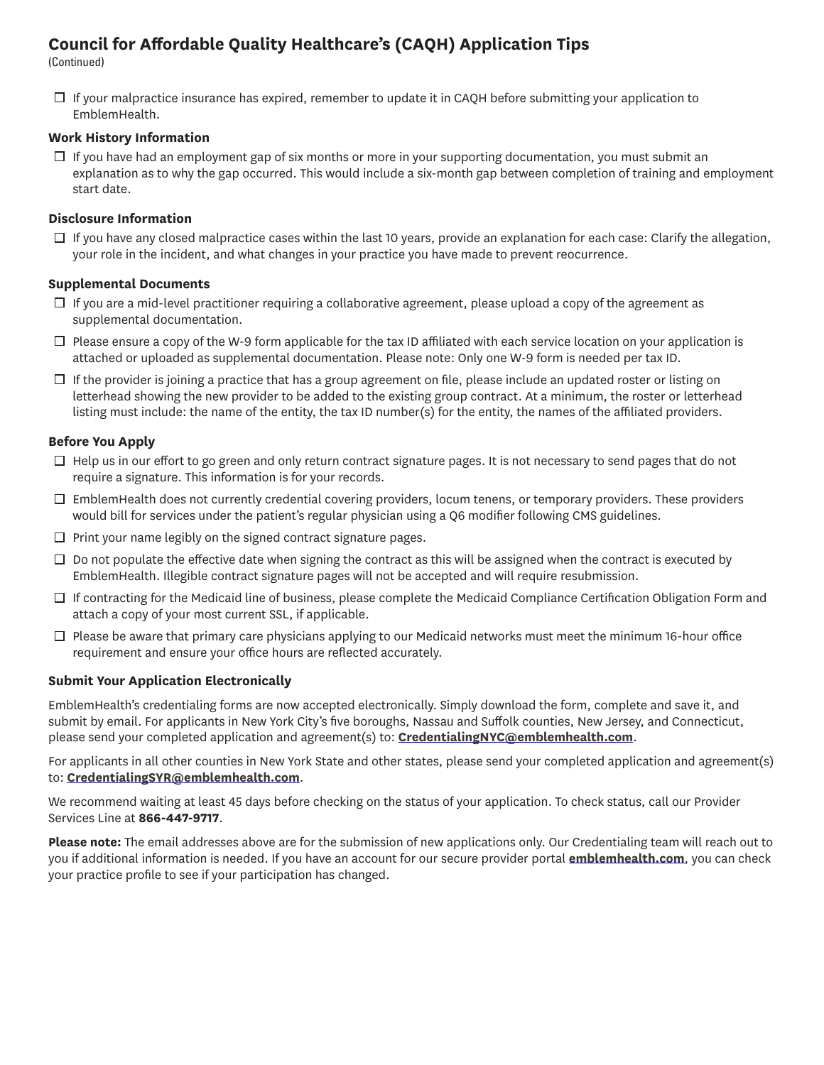# Council for Affordable Quality Healthcare's (CAQH) Application Tips

(Continued)

- ☐ If your malpractice insurance has expired, remember to update it in CAQH before submitting your application to EmblemHealth.

### Work History Information

- ☐ If you have had an employment gap of six months or more in your supporting documentation, you must submit an explanation as to why the gap occurred. This would include a six-month gap between completion of training and employment start date.

### Disclosure Information

- ☐ If you have any closed malpractice cases within the last 10 years, provide an explanation for each case: Clarify the allegation, your role in the incident, and what changes in your practice you have made to prevent reoccurrence.

### Supplemental Documents

- ☐ If you are a mid-level practitioner requiring a collaborative agreement, please upload a copy of the agreement as supplemental documentation.
- ☐ Please ensure a copy of the W-9 form applicable for the tax ID affiliated with each service location on your application is attached or uploaded as supplemental documentation. Please note: Only one W-9 form is needed per tax ID.
- ☐ If the provider is joining a practice that has a group agreement on file, please include an updated roster or listing on letterhead showing the new provider to be added to the existing group contract. At a minimum, the roster or letterhead listing must include: the name of the entity, the tax ID number(s) for the entity, the names of the affiliated providers.

### Before You Apply

- ☐ Help us in our effort to go green and only return contract signature pages. It is not necessary to send pages that do not require a signature. This information is for your records.
- ☐ EmblemHealth does not currently credential covering providers, locum tenens, or temporary providers. These providers would bill for services under the patient's regular physician using a Q6 modifier following CMS guidelines.
- ☐ Print your name legibly on the signed contract signature pages.
- ☐ Do not populate the effective date when signing the contract as this will be assigned when the contract is executed by EmblemHealth. Illegible contract signature pages will not be accepted and will require resubmission.
- ☐ If contracting for the Medicaid line of business, please complete the Medicaid Compliance Certification Obligation Form and attach a copy of your most current SSL, if applicable.
- ☐ Please be aware that primary care physicians applying to our Medicaid networks must meet the minimum 16-hour office requirement and ensure your office hours are reflected accurately.

### Submit Your Application Electronically

EmblemHealth's credentialing forms are now accepted electronically. Simply download the form, complete and save it, and submit by email. For applicants in New York City's five boroughs, Nassau and Suffolk counties, New Jersey, and Connecticut, please send your completed application and agreement(s) to: **CredentialingNYC@emblemhealth.com**.

For applicants in all other counties in New York State and other states, please send your completed application and agreement(s) to: **CredentialingSYR@emblemhealth.com**.

We recommend waiting at least 45 days before checking on the status of your application. To check status, call our Provider Services Line at **866-447-9717**.

**Please note:** The email addresses above are for the submission of new applications only. Our Credentialing team will reach out to you if additional information is needed. If you have an account for our secure provider portal **emblemhealth.com**, you can check your practice profile to see if your participation has changed.